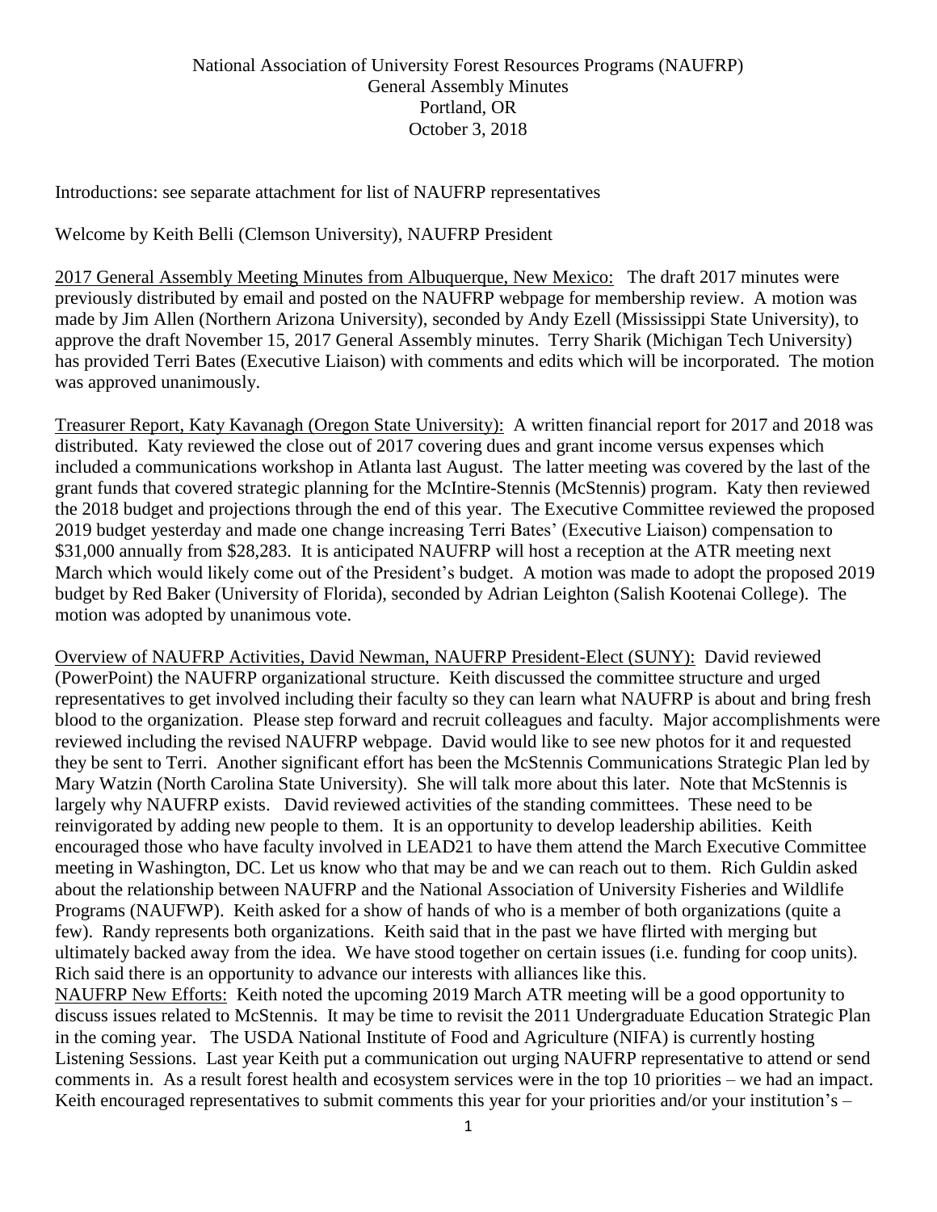National Association of University Forest Resources Programs (NAUFRP)
General Assembly Minutes
Portland, OR
October 3, 2018

Introductions: see separate attachment for list of NAUFRP representatives

Welcome by Keith Belli (Clemson University), NAUFRP President

<u>2017 General Assembly Meeting Minutes from Albuquerque, New Mexico:</u> The draft 2017 minutes were previously distributed by email and posted on the NAUFRP webpage for membership review. A motion was made by Jim Allen (Northern Arizona University), seconded by Andy Ezell (Mississippi State University), to approve the draft November 15, 2017 General Assembly minutes. Terry Sharik (Michigan Tech University) has provided Terri Bates (Executive Liaison) with comments and edits which will be incorporated. The motion was approved unanimously.

<u>Treasurer Report, Katy Kavanagh (Oregon State University):</u> A written financial report for 2017 and 2018 was distributed. Katy reviewed the close out of 2017 covering dues and grant income versus expenses which included a communications workshop in Atlanta last August. The latter meeting was covered by the last of the grant funds that covered strategic planning for the McIntire-Stennis (McStennis) program. Katy then reviewed the 2018 budget and projections through the end of this year. The Executive Committee reviewed the proposed 2019 budget yesterday and made one change increasing Terri Bates' (Executive Liaison) compensation to \$31,000 annually from \$28,283. It is anticipated NAUFRP will host a reception at the ATR meeting next March which would likely come out of the President's budget. A motion was made to adopt the proposed 2019 budget by Red Baker (University of Florida), seconded by Adrian Leighton (Salish Kootenai College). The motion was adopted by unanimous vote.

<u>Overview of NAUFRP Activities, David Newman, NAUFRP President-Elect (SUNY):</u> David reviewed (PowerPoint) the NAUFRP organizational structure. Keith discussed the committee structure and urged representatives to get involved including their faculty so they can learn what NAUFRP is about and bring fresh blood to the organization. Please step forward and recruit colleagues and faculty. Major accomplishments were reviewed including the revised NAUFRP webpage. David would like to see new photos for it and requested they be sent to Terri. Another significant effort has been the McStennis Communications Strategic Plan led by Mary Watzin (North Carolina State University). She will talk more about this later. Note that McStennis is largely why NAUFRP exists. David reviewed activities of the standing committees. These need to be reinvigorated by adding new people to them. It is an opportunity to develop leadership abilities. Keith encouraged those who have faculty involved in LEAD21 to have them attend the March Executive Committee meeting in Washington, DC. Let us know who that may be and we can reach out to them. Rich Guldin asked about the relationship between NAUFRP and the National Association of University Fisheries and Wildlife Programs (NAUFWP). Keith asked for a show of hands of who is a member of both organizations (quite a few). Randy represents both organizations. Keith said that in the past we have flirted with merging but ultimately backed away from the idea. We have stood together on certain issues (i.e. funding for coop units). Rich said there is an opportunity to advance our interests with alliances like this.

<u>NAUFRP New Efforts:</u> Keith noted the upcoming 2019 March ATR meeting will be a good opportunity to discuss issues related to McStennis. It may be time to revisit the 2011 Undergraduate Education Strategic Plan in the coming year. The USDA National Institute of Food and Agriculture (NIFA) is currently hosting Listening Sessions. Last year Keith put a communication out urging NAUFRP representative to attend or send comments in. As a result forest health and ecosystem services were in the top 10 priorities – we had an impact. Keith encouraged representatives to submit comments this year for your priorities and/or your institution's –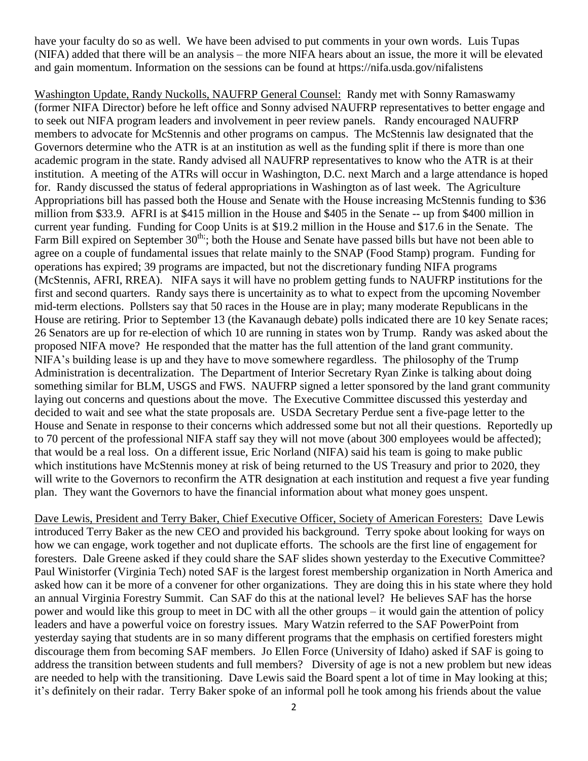have your faculty do so as well. We have been advised to put comments in your own words. Luis Tupas (NIFA) added that there will be an analysis – the more NIFA hears about an issue, the more it will be elevated and gain momentum. Information on the sessions can be found at https://nifa.usda.gov/nifalistens

Washington Update, Randy Nuckolls, NAUFRP General Counsel: Randy met with Sonny Ramaswamy (former NIFA Director) before he left office and Sonny advised NAUFRP representatives to better engage and to seek out NIFA program leaders and involvement in peer review panels. Randy encouraged NAUFRP members to advocate for McStennis and other programs on campus. The McStennis law designated that the Governors determine who the ATR is at an institution as well as the funding split if there is more than one academic program in the state. Randy advised all NAUFRP representatives to know who the ATR is at their institution. A meeting of the ATRs will occur in Washington, D.C. next March and a large attendance is hoped for. Randy discussed the status of federal appropriations in Washington as of last week. The Agriculture Appropriations bill has passed both the House and Senate with the House increasing McStennis funding to $36 million from $33.9. AFRI is at $415 million in the House and $405 in the Senate -- up from $400 million in current year funding. Funding for Coop Units is at $19.2 million in the House and $17.6 in the Senate. The Farm Bill expired on September 30th; both the House and Senate have passed bills but have not been able to agree on a couple of fundamental issues that relate mainly to the SNAP (Food Stamp) program. Funding for operations has expired; 39 programs are impacted, but not the discretionary funding NIFA programs (McStennis, AFRI, RREA). NIFA says it will have no problem getting funds to NAUFRP institutions for the first and second quarters. Randy says there is uncertainity as to what to expect from the upcoming November mid-term elections. Pollsters say that 50 races in the House are in play; many moderate Republicans in the House are retiring. Prior to September 13 (the Kavanaugh debate) polls indicated there are 10 key Senate races; 26 Senators are up for re-election of which 10 are running in states won by Trump. Randy was asked about the proposed NIFA move? He responded that the matter has the full attention of the land grant community. NIFA's building lease is up and they have to move somewhere regardless. The philosophy of the Trump Administration is decentralization. The Department of Interior Secretary Ryan Zinke is talking about doing something similar for BLM, USGS and FWS. NAUFRP signed a letter sponsored by the land grant community laying out concerns and questions about the move. The Executive Committee discussed this yesterday and decided to wait and see what the state proposals are. USDA Secretary Perdue sent a five-page letter to the House and Senate in response to their concerns which addressed some but not all their questions. Reportedly up to 70 percent of the professional NIFA staff say they will not move (about 300 employees would be affected); that would be a real loss. On a different issue, Eric Norland (NIFA) said his team is going to make public which institutions have McStennis money at risk of being returned to the US Treasury and prior to 2020, they will write to the Governors to reconfirm the ATR designation at each institution and request a five year funding plan. They want the Governors to have the financial information about what money goes unspent.

Dave Lewis, President and Terry Baker, Chief Executive Officer, Society of American Foresters: Dave Lewis introduced Terry Baker as the new CEO and provided his background. Terry spoke about looking for ways on how we can engage, work together and not duplicate efforts. The schools are the first line of engagement for foresters. Dale Greene asked if they could share the SAF slides shown yesterday to the Executive Committee? Paul Winistorfer (Virginia Tech) noted SAF is the largest forest membership organization in North America and asked how can it be more of a convener for other organizations. They are doing this in his state where they hold an annual Virginia Forestry Summit. Can SAF do this at the national level? He believes SAF has the horse power and would like this group to meet in DC with all the other groups – it would gain the attention of policy leaders and have a powerful voice on forestry issues. Mary Watzin referred to the SAF PowerPoint from yesterday saying that students are in so many different programs that the emphasis on certified foresters might discourage them from becoming SAF members. Jo Ellen Force (University of Idaho) asked if SAF is going to address the transition between students and full members? Diversity of age is not a new problem but new ideas are needed to help with the transitioning. Dave Lewis said the Board spent a lot of time in May looking at this; it's definitely on their radar. Terry Baker spoke of an informal poll he took among his friends about the value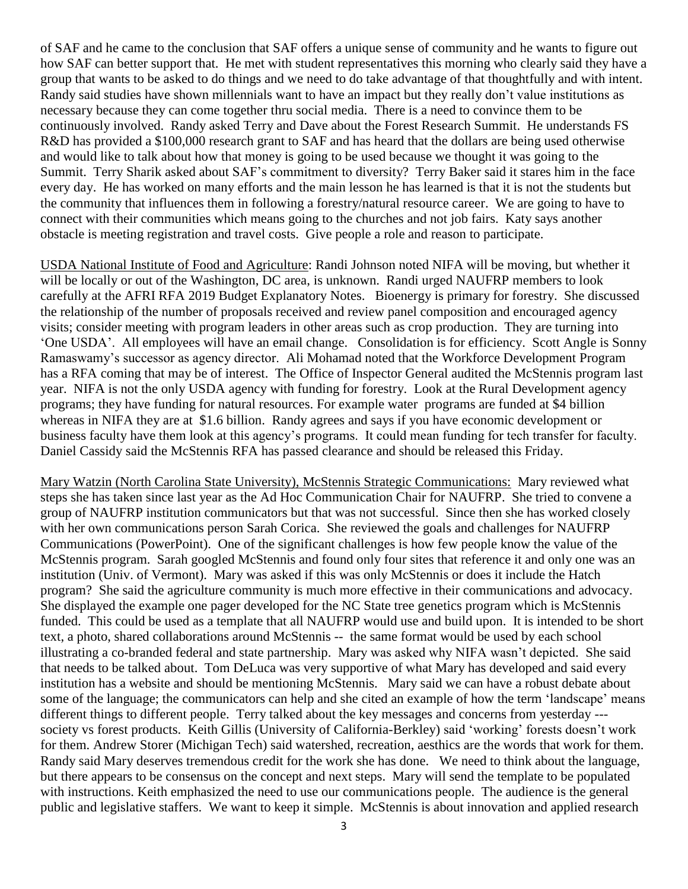of SAF and he came to the conclusion that SAF offers a unique sense of community and he wants to figure out how SAF can better support that. He met with student representatives this morning who clearly said they have a group that wants to be asked to do things and we need to do take advantage of that thoughtfully and with intent. Randy said studies have shown millennials want to have an impact but they really don't value institutions as necessary because they can come together thru social media. There is a need to convince them to be continuously involved. Randy asked Terry and Dave about the Forest Research Summit. He understands FS R&D has provided a $100,000 research grant to SAF and has heard that the dollars are being used otherwise and would like to talk about how that money is going to be used because we thought it was going to the Summit. Terry Sharik asked about SAF's commitment to diversity? Terry Baker said it stares him in the face every day. He has worked on many efforts and the main lesson he has learned is that it is not the students but the community that influences them in following a forestry/natural resource career. We are going to have to connect with their communities which means going to the churches and not job fairs. Katy says another obstacle is meeting registration and travel costs. Give people a role and reason to participate.

USDA National Institute of Food and Agriculture: Randi Johnson noted NIFA will be moving, but whether it will be locally or out of the Washington, DC area, is unknown. Randi urged NAUFRP members to look carefully at the AFRI RFA 2019 Budget Explanatory Notes. Bioenergy is primary for forestry. She discussed the relationship of the number of proposals received and review panel composition and encouraged agency visits; consider meeting with program leaders in other areas such as crop production. They are turning into 'One USDA'. All employees will have an email change. Consolidation is for efficiency. Scott Angle is Sonny Ramaswamy's successor as agency director. Ali Mohamad noted that the Workforce Development Program has a RFA coming that may be of interest. The Office of Inspector General audited the McStennis program last year. NIFA is not the only USDA agency with funding for forestry. Look at the Rural Development agency programs; they have funding for natural resources. For example water programs are funded at $4 billion whereas in NIFA they are at $1.6 billion. Randy agrees and says if you have economic development or business faculty have them look at this agency's programs. It could mean funding for tech transfer for faculty. Daniel Cassidy said the McStennis RFA has passed clearance and should be released this Friday.

Mary Watzin (North Carolina State University), McStennis Strategic Communications: Mary reviewed what steps she has taken since last year as the Ad Hoc Communication Chair for NAUFRP. She tried to convene a group of NAUFRP institution communicators but that was not successful. Since then she has worked closely with her own communications person Sarah Corica. She reviewed the goals and challenges for NAUFRP Communications (PowerPoint). One of the significant challenges is how few people know the value of the McStennis program. Sarah googled McStennis and found only four sites that reference it and only one was an institution (Univ. of Vermont). Mary was asked if this was only McStennis or does it include the Hatch program? She said the agriculture community is much more effective in their communications and advocacy. She displayed the example one pager developed for the NC State tree genetics program which is McStennis funded. This could be used as a template that all NAUFRP would use and build upon. It is intended to be short text, a photo, shared collaborations around McStennis -- the same format would be used by each school illustrating a co-branded federal and state partnership. Mary was asked why NIFA wasn't depicted. She said that needs to be talked about. Tom DeLuca was very supportive of what Mary has developed and said every institution has a website and should be mentioning McStennis. Mary said we can have a robust debate about some of the language; the communicators can help and she cited an example of how the term 'landscape' means different things to different people. Terry talked about the key messages and concerns from yesterday --- society vs forest products. Keith Gillis (University of California-Berkley) said 'working' forests doesn't work for them. Andrew Storer (Michigan Tech) said watershed, recreation, aesthics are the words that work for them. Randy said Mary deserves tremendous credit for the work she has done. We need to think about the language, but there appears to be consensus on the concept and next steps. Mary will send the template to be populated with instructions. Keith emphasized the need to use our communications people. The audience is the general public and legislative staffers. We want to keep it simple. McStennis is about innovation and applied research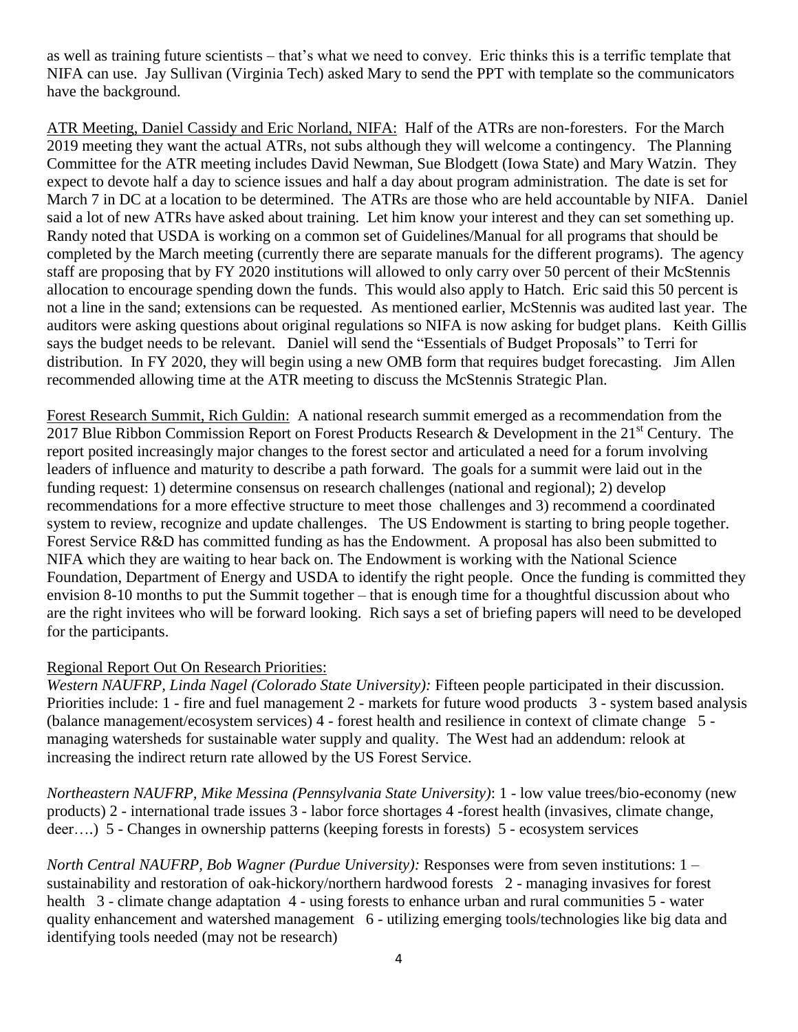as well as training future scientists – that's what we need to convey. Eric thinks this is a terrific template that NIFA can use. Jay Sullivan (Virginia Tech) asked Mary to send the PPT with template so the communicators have the background.

<u>ATR Meeting, Daniel Cassidy and Eric Norland, NIFA:</u> Half of the ATRs are non-foresters. For the March 2019 meeting they want the actual ATRs, not subs although they will welcome a contingency. The Planning Committee for the ATR meeting includes David Newman, Sue Blodgett (Iowa State) and Mary Watzin. They expect to devote half a day to science issues and half a day about program administration. The date is set for March 7 in DC at a location to be determined. The ATRs are those who are held accountable by NIFA. Daniel said a lot of new ATRs have asked about training. Let him know your interest and they can set something up. Randy noted that USDA is working on a common set of Guidelines/Manual for all programs that should be completed by the March meeting (currently there are separate manuals for the different programs). The agency staff are proposing that by FY 2020 institutions will allowed to only carry over 50 percent of their McStennis allocation to encourage spending down the funds. This would also apply to Hatch. Eric said this 50 percent is not a line in the sand; extensions can be requested. As mentioned earlier, McStennis was audited last year. The auditors were asking questions about original regulations so NIFA is now asking for budget plans. Keith Gillis says the budget needs to be relevant. Daniel will send the "Essentials of Budget Proposals" to Terri for distribution. In FY 2020, they will begin using a new OMB form that requires budget forecasting. Jim Allen recommended allowing time at the ATR meeting to discuss the McStennis Strategic Plan.

<u>Forest Research Summit, Rich Guldin:</u> A national research summit emerged as a recommendation from the 2017 Blue Ribbon Commission Report on Forest Products Research & Development in the 21st Century. The report posited increasingly major changes to the forest sector and articulated a need for a forum involving leaders of influence and maturity to describe a path forward. The goals for a summit were laid out in the funding request: 1) determine consensus on research challenges (national and regional); 2) develop recommendations for a more effective structure to meet those challenges and 3) recommend a coordinated system to review, recognize and update challenges. The US Endowment is starting to bring people together. Forest Service R&D has committed funding as has the Endowment. A proposal has also been submitted to NIFA which they are waiting to hear back on. The Endowment is working with the National Science Foundation, Department of Energy and USDA to identify the right people. Once the funding is committed they envision 8-10 months to put the Summit together – that is enough time for a thoughtful discussion about who are the right invitees who will be forward looking. Rich says a set of briefing papers will need to be developed for the participants.

<u>Regional Report Out On Research Priorities:</u>

*Western NAUFRP, Linda Nagel (Colorado State University):* Fifteen people participated in their discussion. Priorities include: 1 - fire and fuel management 2 - markets for future wood products 3 - system based analysis (balance management/ecosystem services) 4 - forest health and resilience in context of climate change 5 - managing watersheds for sustainable water supply and quality. The West had an addendum: relook at increasing the indirect return rate allowed by the US Forest Service.

*Northeastern NAUFRP, Mike Messina (Pennsylvania State University)*: 1 - low value trees/bio-economy (new products) 2 - international trade issues 3 - labor force shortages 4 -forest health (invasives, climate change, deer….) 5 - Changes in ownership patterns (keeping forests in forests) 5 - ecosystem services

*North Central NAUFRP, Bob Wagner (Purdue University):* Responses were from seven institutions: 1 – sustainability and restoration of oak-hickory/northern hardwood forests 2 - managing invasives for forest health 3 - climate change adaptation 4 - using forests to enhance urban and rural communities 5 - water quality enhancement and watershed management 6 - utilizing emerging tools/technologies like big data and identifying tools needed (may not be research)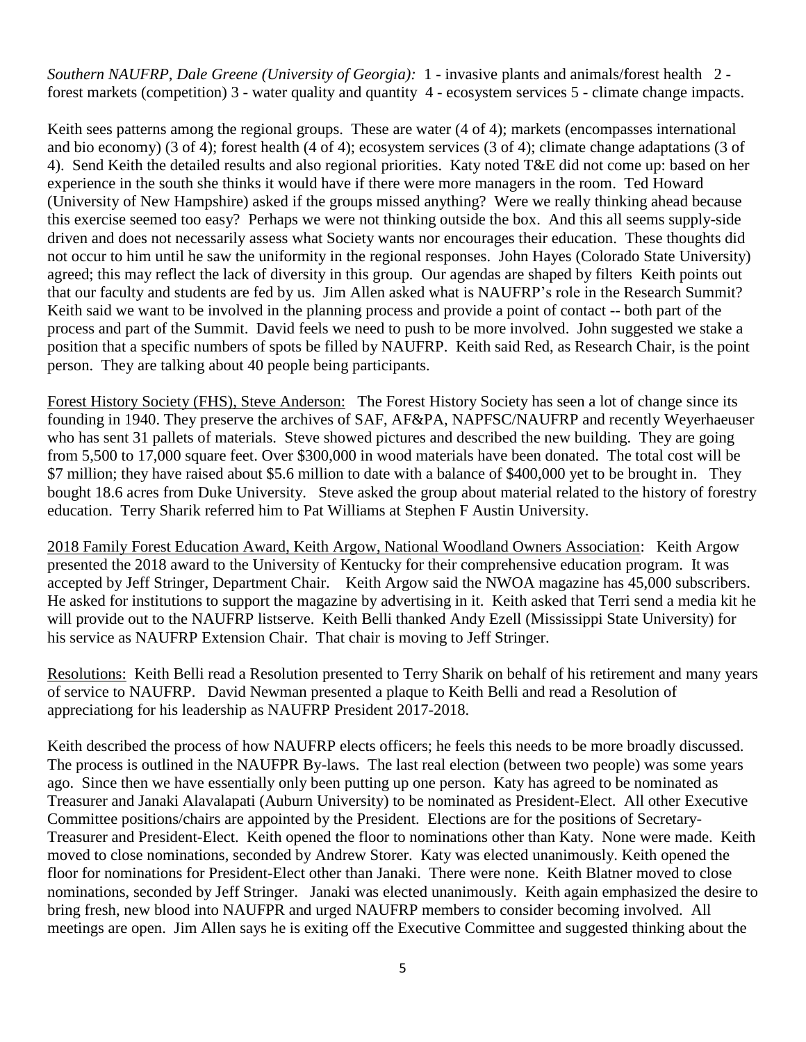*Southern NAUFRP, Dale Greene (University of Georgia):* 1 - invasive plants and animals/forest health 2 - forest markets (competition) 3 - water quality and quantity 4 - ecosystem services 5 - climate change impacts.

Keith sees patterns among the regional groups. These are water (4 of 4); markets (encompasses international and bio economy) (3 of 4); forest health (4 of 4); ecosystem services (3 of 4); climate change adaptations (3 of 4). Send Keith the detailed results and also regional priorities. Katy noted T&E did not come up: based on her experience in the south she thinks it would have if there were more managers in the room. Ted Howard (University of New Hampshire) asked if the groups missed anything? Were we really thinking ahead because this exercise seemed too easy? Perhaps we were not thinking outside the box. And this all seems supply-side driven and does not necessarily assess what Society wants nor encourages their education. These thoughts did not occur to him until he saw the uniformity in the regional responses. John Hayes (Colorado State University) agreed; this may reflect the lack of diversity in this group. Our agendas are shaped by filters Keith points out that our faculty and students are fed by us. Jim Allen asked what is NAUFRP's role in the Research Summit? Keith said we want to be involved in the planning process and provide a point of contact -- both part of the process and part of the Summit. David feels we need to push to be more involved. John suggested we stake a position that a specific numbers of spots be filled by NAUFRP. Keith said Red, as Research Chair, is the point person. They are talking about 40 people being participants.

<u>Forest History Society (FHS), Steve Anderson:</u> The Forest History Society has seen a lot of change since its founding in 1940. They preserve the archives of SAF, AF&PA, NAPFSC/NAUFRP and recently Weyerhaeuser who has sent 31 pallets of materials. Steve showed pictures and described the new building. They are going from 5,500 to 17,000 square feet. Over $300,000 in wood materials have been donated. The total cost will be $7 million; they have raised about $5.6 million to date with a balance of $400,000 yet to be brought in. They bought 18.6 acres from Duke University. Steve asked the group about material related to the history of forestry education. Terry Sharik referred him to Pat Williams at Stephen F Austin University.

<u>2018 Family Forest Education Award, Keith Argow, National Woodland Owners Association</u>: Keith Argow presented the 2018 award to the University of Kentucky for their comprehensive education program. It was accepted by Jeff Stringer, Department Chair. Keith Argow said the NWOA magazine has 45,000 subscribers. He asked for institutions to support the magazine by advertising in it. Keith asked that Terri send a media kit he will provide out to the NAUFRP listserve. Keith Belli thanked Andy Ezell (Mississippi State University) for his service as NAUFRP Extension Chair. That chair is moving to Jeff Stringer.

<u>Resolutions:</u> Keith Belli read a Resolution presented to Terry Sharik on behalf of his retirement and many years of service to NAUFRP. David Newman presented a plaque to Keith Belli and read a Resolution of appreciationg for his leadership as NAUFRP President 2017-2018.

Keith described the process of how NAUFRP elects officers; he feels this needs to be more broadly discussed. The process is outlined in the NAUFPR By-laws. The last real election (between two people) was some years ago. Since then we have essentially only been putting up one person. Katy has agreed to be nominated as Treasurer and Janaki Alavalapati (Auburn University) to be nominated as President-Elect. All other Executive Committee positions/chairs are appointed by the President. Elections are for the positions of Secretary-Treasurer and President-Elect. Keith opened the floor to nominations other than Katy. None were made. Keith moved to close nominations, seconded by Andrew Storer. Katy was elected unanimously. Keith opened the floor for nominations for President-Elect other than Janaki. There were none. Keith Blatner moved to close nominations, seconded by Jeff Stringer. Janaki was elected unanimously. Keith again emphasized the desire to bring fresh, new blood into NAUFPR and urged NAUFRP members to consider becoming involved. All meetings are open. Jim Allen says he is exiting off the Executive Committee and suggested thinking about the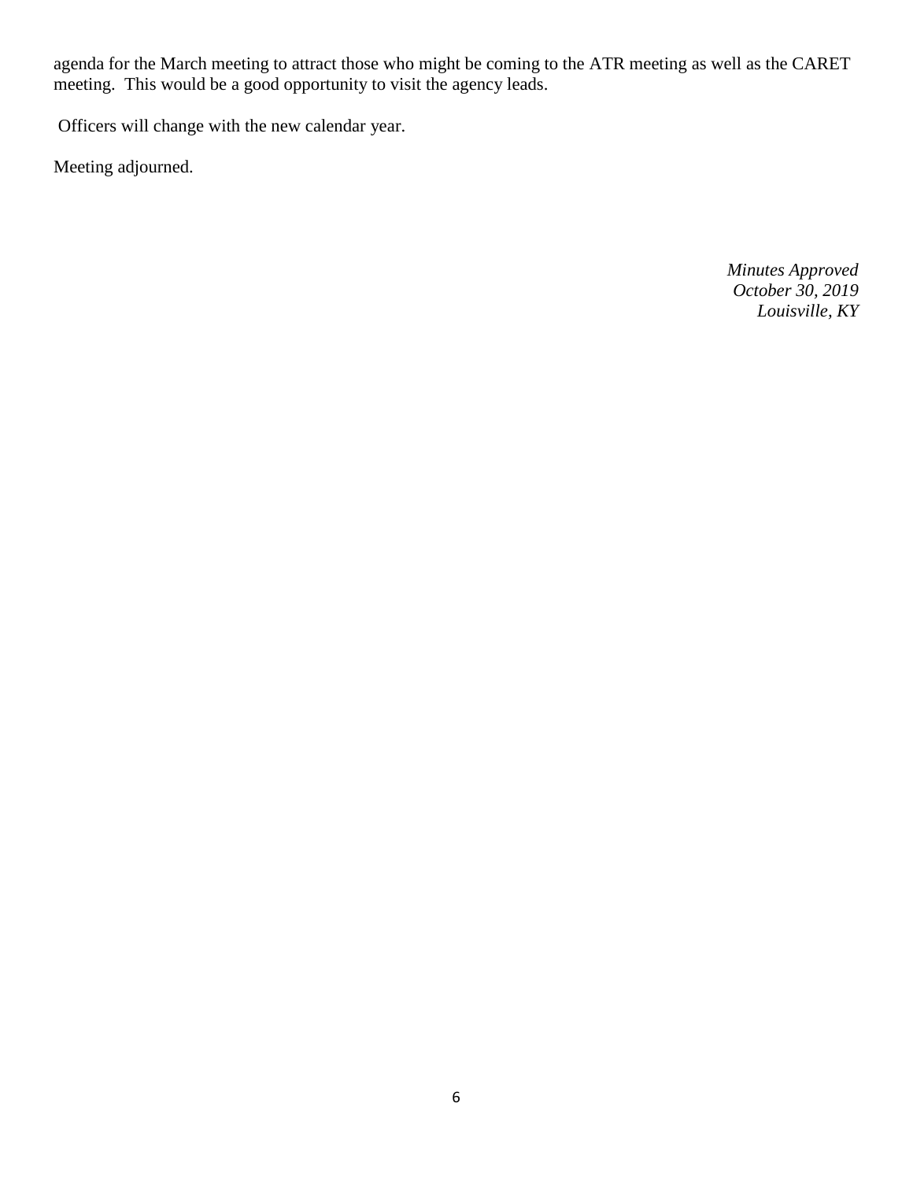agenda for the March meeting to attract those who might be coming to the ATR meeting as well as the CARET meeting. This would be a good opportunity to visit the agency leads.

Officers will change with the new calendar year.

Meeting adjourned.

*Minutes Approved*
*October 30, 2019*
*Louisville, KY*